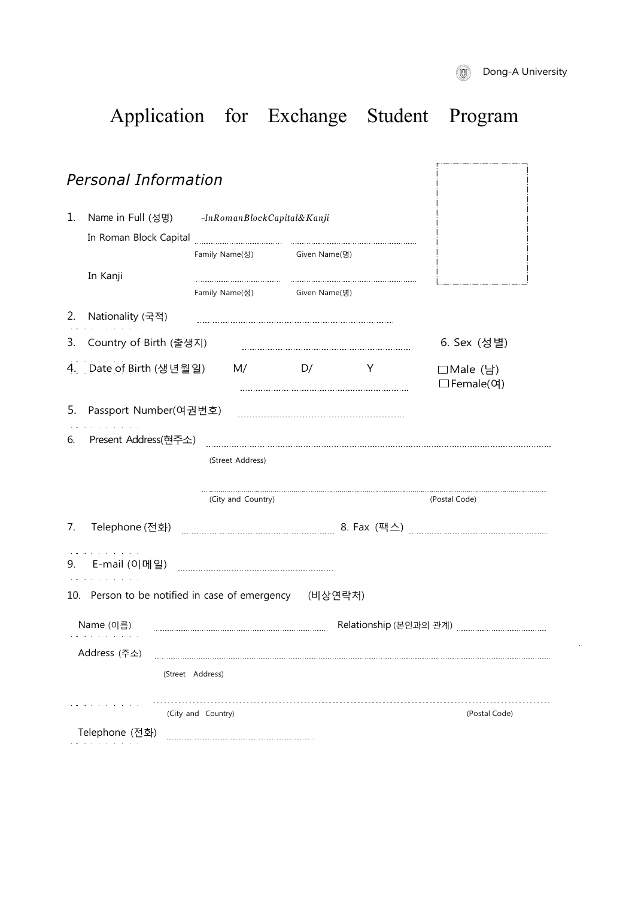Dong-A University

# Application for Exchange Student Program

## *Personal Information*

1. Name in Full (성명) *-InRomanBlockCapital&Kanji*

   In Roman Block Capital ............................ ............................

   Family Name(성) Given Name(명)

   In Kanji ............................ ............................

   Family Name(성) Given Name(명)

2. Nationality (국적) ............................

3. Country of Birth (출생지) ............................ 6. Sex (성별)

4. Date of Birth (생년월일) M/ D/ Y ............................

   □Male (남)
   □Female(여)

5. Passport Number(여권번호) ............................

6. Present Address(현주소) ............................

   (Street Address)

   ............................

   (City and Country) (Postal Code)

7. Telephone (전화) ............................ 8. Fax (팩스) ............................

9. E-mail (이메일) ............................

10. Person to be notified in case of emergency (비상연락처)

    Name (이름) ............................ Relationship (본인과의 관계) ............................

    Address (주소) ............................

    (Street Address)

    ............................

    (City and Country) (Postal Code)

    Telephone (전화) ............................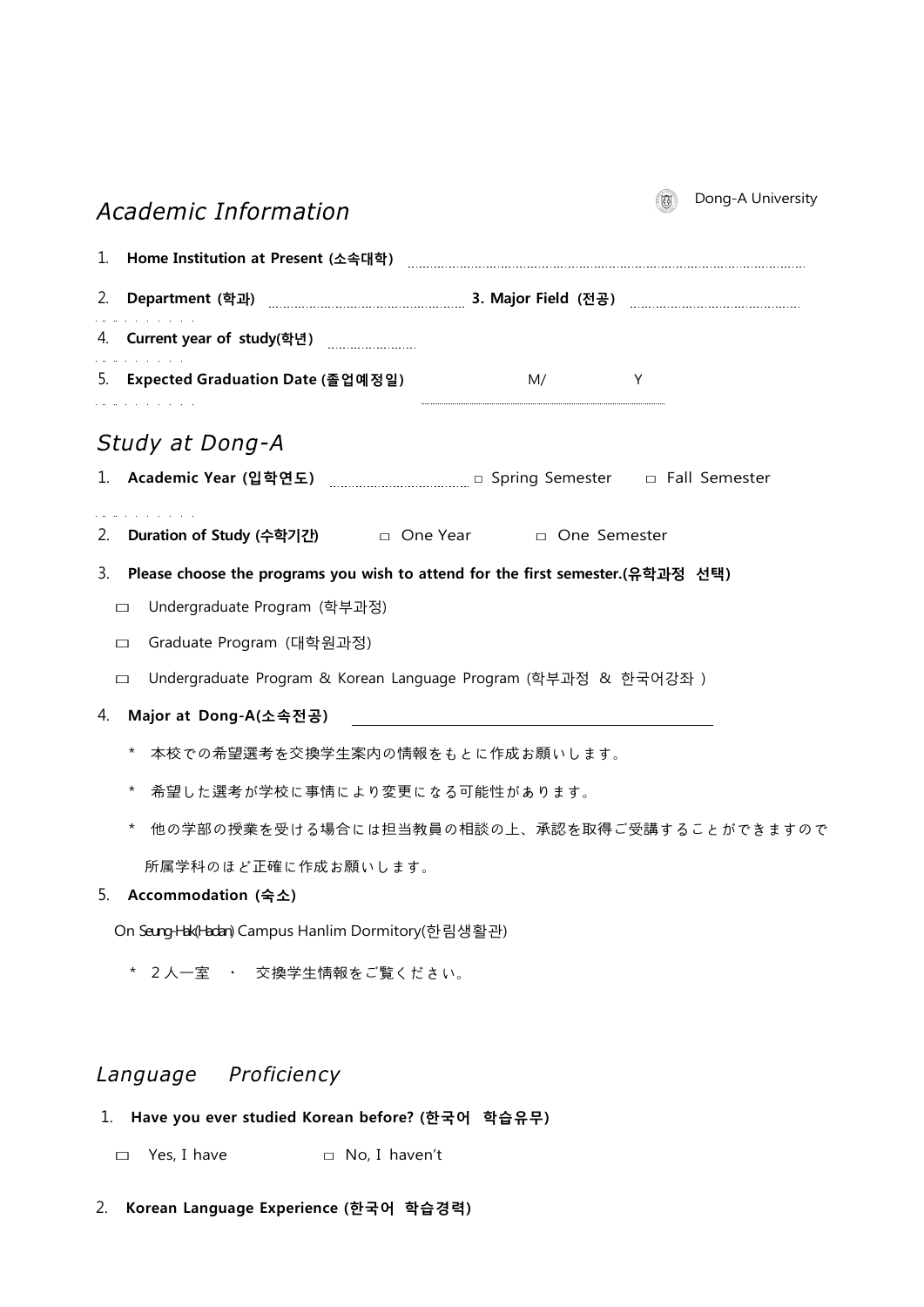## *Academic Information*

1. **Home Institution at Present (소속대학)** ................................................................................................

2. **Department (학과)** ................................................ **3. Major Field (전공)** ......................................

4. **Current year of study(학년)** ......................

5. **Expected Graduation Date (졸업예정일)** M/ Y

## *Study at Dong-A*

1. **Academic Year (입학연도)** ................................ □ Spring Semester □ Fall Semester

2. **Duration of Study (수학기간)** □ One Year □ One Semester

3. **Please choose the programs you wish to attend for the first semester.(유학과정 선택)**

   □ Undergraduate Program (학부과정)

   □ Graduate Program (대학원과정)

   □ Undergraduate Program & Korean Language Program (학부과정 & 한국어강좌 )

4. **Major at Dong-A(소속전공)** ____________________________________

   * 本校での希望選考を交換学生案内の情報をもとに作成お願いします。

   * 希望した選考が学校に事情により変更になる可能性があります。

   * 他の学部の授業を受ける場合には担当教員の相談の上、承認を取得ご受講することができますので所属学科のほど正確に作成お願いします。

5. **Accommodation (숙소)**

   On Seung-Hak(Hadan) Campus Hanlim Dormitory(한림생활관)

   * 2人一室 ・ 交換学生情報をご覧ください。

## *Language Proficiency*

1. **Have you ever studied Korean before? (한국어 학습유무)**

   □ Yes, I have □ No, I haven't

2. **Korean Language Experience (한국어 학습경력)**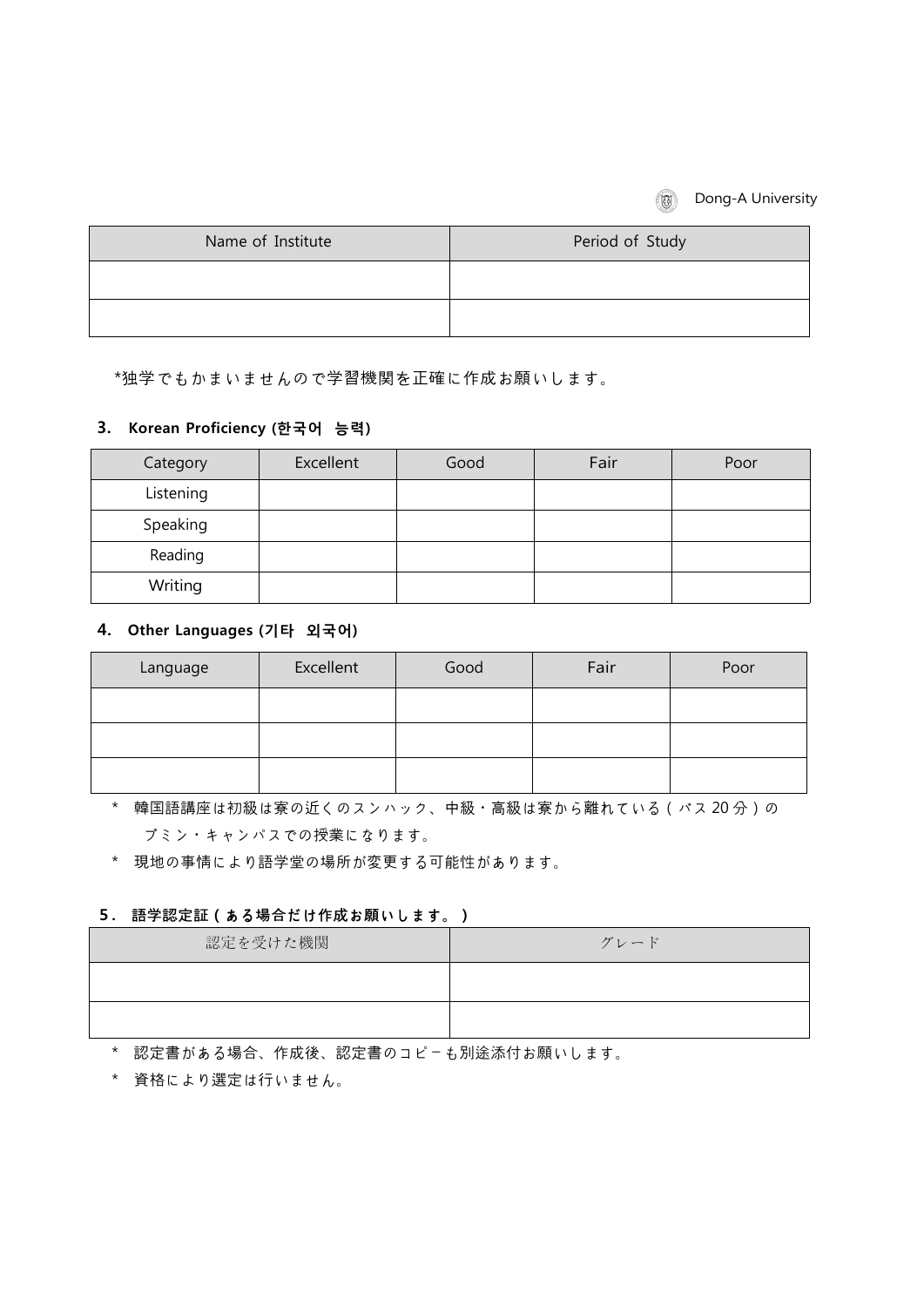| Name of Institute | Period of Study |
| --- | --- |
| | |
| | |

*独学でもかまいませんので学習機関を正確に作成お願いします。

### 3. Korean Proficiency (한국어 능력)

| Category | Excellent | Good | Fair | Poor |
| --- | --- | --- | --- | --- |
| Listening | | | | |
| Speaking | | | | |
| Reading | | | | |
| Writing | | | | |

### 4. Other Languages (기타 외국어)

| Language | Excellent | Good | Fair | Poor |
| --- | --- | --- | --- | --- |
| | | | | |
| | | | | |
| | | | | |

* 韓国語講座は初級は寮の近くのスンハック、中級・高級は寮から離れている（バス20分）のブミン・キャンパスでの授業になります。
* 現地の事情により語学堂の場所が変更する可能性があります。

### 5. 語学認定証（ある場合だけ作成お願いします。）

| 認定を受けた機関 | グレード |
| --- | --- |
| | |
| | |

* 認定書がある場合、作成後、認定書のコピーも別途添付お願いします。
* 資格により選定は行いません。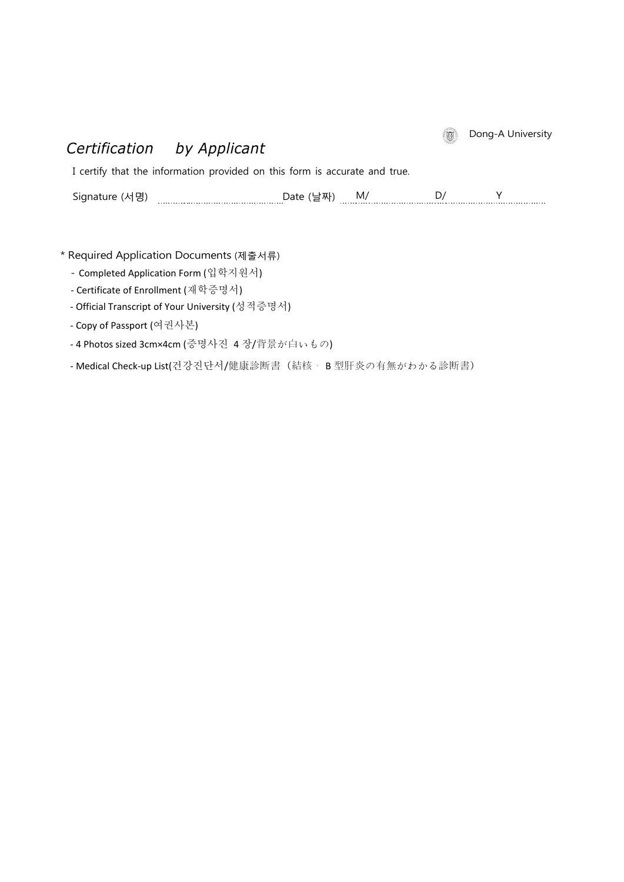Dong-A University

## *Certification by Applicant*

I certify that the information provided on this form is accurate and true.

Signature (서명) ______________________ Date (날짜) M/ D/ Y

\* Required Application Documents (제출서류)

- Completed Application Form (입학지원서)
- Certificate of Enrollment (재학증명서)
- Official Transcript of Your University (성적증명서)
- Copy of Passport (여권사본)
- 4 Photos sized 3cm×4cm (증명사진 4 장/背景が白いもの)
- Medical Check-up List(건강진단서/健康診断書（結核・B 型肝炎の有無がわかる診断書）